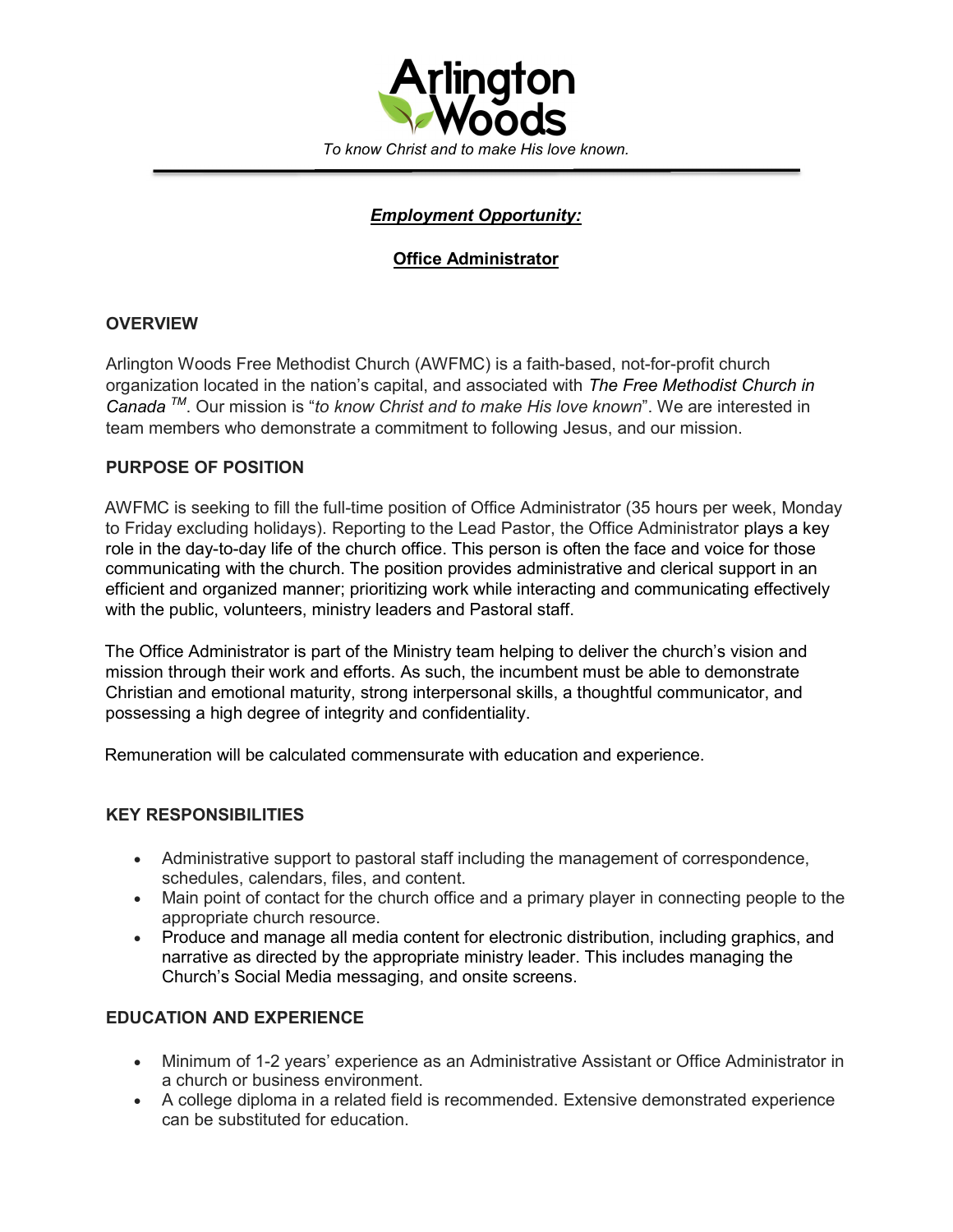# Arlington Woods

*To know Christ and to make His love known.*

---

## ***Employment Opportunity:***

## **Office Administrator**

### OVERVIEW

Arlington Woods Free Methodist Church (AWFMC) is a faith-based, not-for-profit church organization located in the nation's capital, and associated with *The Free Methodist Church in Canada* ™. Our mission is "*to know Christ and to make His love known*". We are interested in team members who demonstrate a commitment to following Jesus, and our mission.

### PURPOSE OF POSITION

AWFMC is seeking to fill the full-time position of Office Administrator (35 hours per week, Monday to Friday excluding holidays). Reporting to the Lead Pastor, the Office Administrator plays a key role in the day-to-day life of the church office. This person is often the face and voice for those communicating with the church. The position provides administrative and clerical support in an efficient and organized manner; prioritizing work while interacting and communicating effectively with the public, volunteers, ministry leaders and Pastoral staff.

The Office Administrator is part of the Ministry team helping to deliver the church's vision and mission through their work and efforts. As such, the incumbent must be able to demonstrate Christian and emotional maturity, strong interpersonal skills, a thoughtful communicator, and possessing a high degree of integrity and confidentiality.

Remuneration will be calculated commensurate with education and experience.

### KEY RESPONSIBILITIES

- Administrative support to pastoral staff including the management of correspondence, schedules, calendars, files, and content.
- Main point of contact for the church office and a primary player in connecting people to the appropriate church resource.
- Produce and manage all media content for electronic distribution, including graphics, and narrative as directed by the appropriate ministry leader. This includes managing the Church's Social Media messaging, and onsite screens.

### EDUCATION AND EXPERIENCE

- Minimum of 1-2 years' experience as an Administrative Assistant or Office Administrator in a church or business environment.
- A college diploma in a related field is recommended. Extensive demonstrated experience can be substituted for education.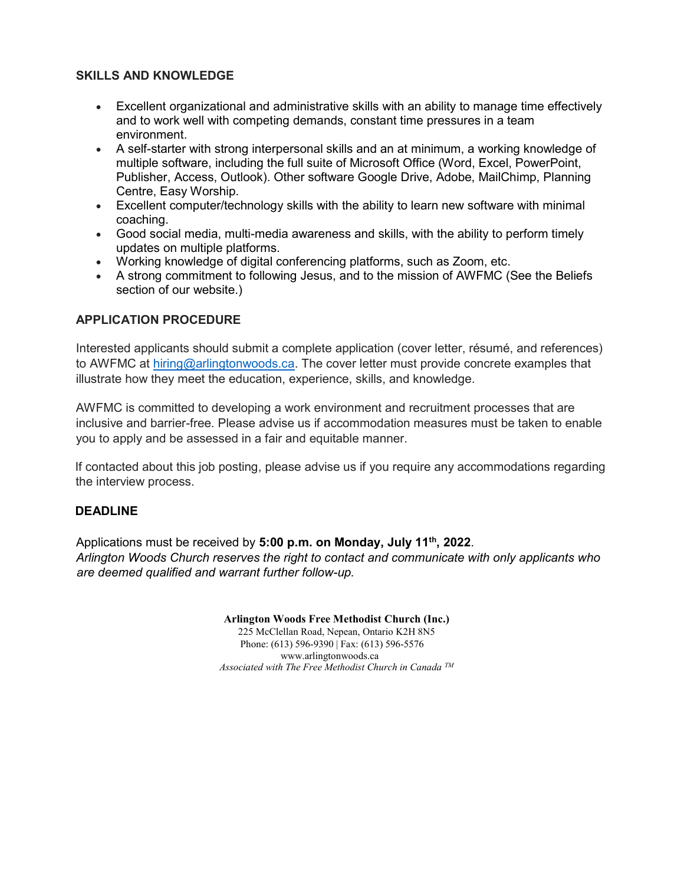## SKILLS AND KNOWLEDGE

- Excellent organizational and administrative skills with an ability to manage time effectively and to work well with competing demands, constant time pressures in a team environment.
- A self-starter with strong interpersonal skills and an at minimum, a working knowledge of multiple software, including the full suite of Microsoft Office (Word, Excel, PowerPoint, Publisher, Access, Outlook). Other software Google Drive, Adobe, MailChimp, Planning Centre, Easy Worship.
- Excellent computer/technology skills with the ability to learn new software with minimal coaching.
- Good social media, multi-media awareness and skills, with the ability to perform timely updates on multiple platforms.
- Working knowledge of digital conferencing platforms, such as Zoom, etc.
- A strong commitment to following Jesus, and to the mission of AWFMC (See the Beliefs section of our website.)

## APPLICATION PROCEDURE

Interested applicants should submit a complete application (cover letter, résumé, and references) to AWFMC at hiring@arlingtonwoods.ca. The cover letter must provide concrete examples that illustrate how they meet the education, experience, skills, and knowledge.

AWFMC is committed to developing a work environment and recruitment processes that are inclusive and barrier-free. Please advise us if accommodation measures must be taken to enable you to apply and be assessed in a fair and equitable manner.

If contacted about this job posting, please advise us if you require any accommodations regarding the interview process.

## DEADLINE

Applications must be received by **5:00 p.m. on Monday, July 11th, 2022**.
*Arlington Woods Church reserves the right to contact and communicate with only applicants who are deemed qualified and warrant further follow-up.*

**Arlington Woods Free Methodist Church (Inc.)**
225 McClellan Road, Nepean, Ontario K2H 8N5
Phone: (613) 596-9390 | Fax: (613) 596-5576
www.arlingtonwoods.ca
*Associated with The Free Methodist Church in Canada ™*